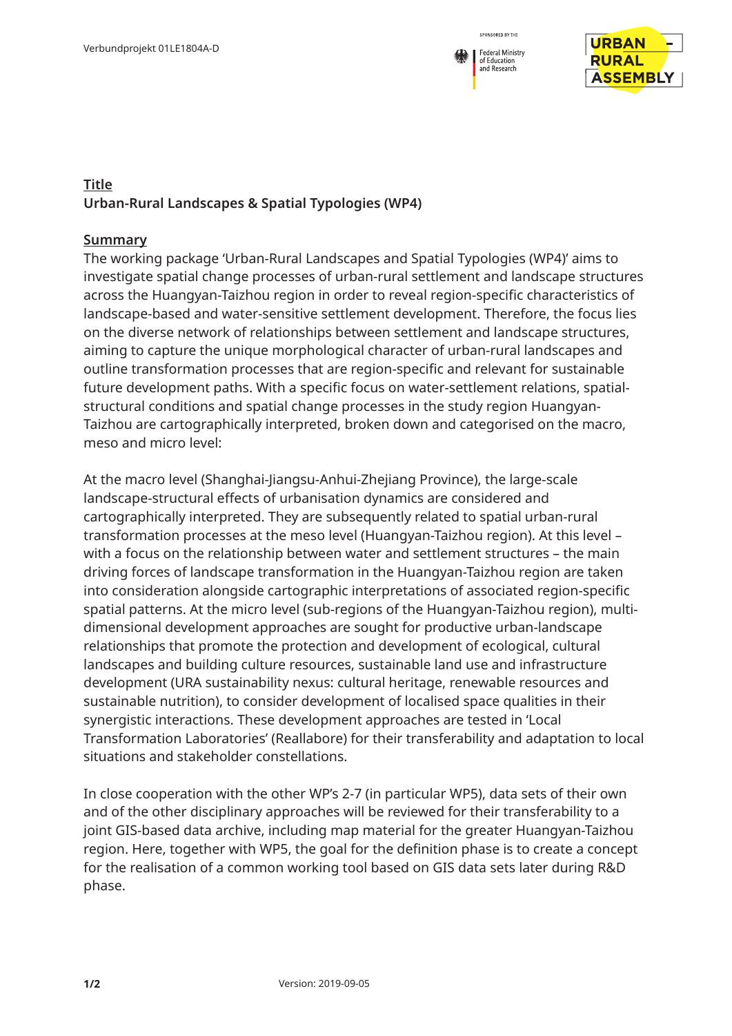**Title**

**Urban-Rural Landscapes & Spatial Typologies (WP4)**

**Summary**

The working package 'Urban-Rural Landscapes and Spatial Typologies (WP4)' aims to investigate spatial change processes of urban-rural settlement and landscape structures across the Huangyan-Taizhou region in order to reveal region-specific characteristics of landscape-based and water-sensitive settlement development. Therefore, the focus lies on the diverse network of relationships between settlement and landscape structures, aiming to capture the unique morphological character of urban-rural landscapes and outline transformation processes that are region-specific and relevant for sustainable future development paths. With a specific focus on water-settlement relations, spatial-structural conditions and spatial change processes in the study region Huangyan-Taizhou are cartographically interpreted, broken down and categorised on the macro, meso and micro level:

At the macro level (Shanghai-Jiangsu-Anhui-Zhejiang Province), the large-scale landscape-structural effects of urbanisation dynamics are considered and cartographically interpreted. They are subsequently related to spatial urban-rural transformation processes at the meso level (Huangyan-Taizhou region). At this level – with a focus on the relationship between water and settlement structures – the main driving forces of landscape transformation in the Huangyan-Taizhou region are taken into consideration alongside cartographic interpretations of associated region-specific spatial patterns. At the micro level (sub-regions of the Huangyan-Taizhou region), multi-dimensional development approaches are sought for productive urban-landscape relationships that promote the protection and development of ecological, cultural landscapes and building culture resources, sustainable land use and infrastructure development (URA sustainability nexus: cultural heritage, renewable resources and sustainable nutrition), to consider development of localised space qualities in their synergistic interactions. These development approaches are tested in 'Local Transformation Laboratories' (Reallabore) for their transferability and adaptation to local situations and stakeholder constellations.

In close cooperation with the other WP's 2-7 (in particular WP5), data sets of their own and of the other disciplinary approaches will be reviewed for their transferability to a joint GIS-based data archive, including map material for the greater Huangyan-Taizhou region. Here, together with WP5, the goal for the definition phase is to create a concept for the realisation of a common working tool based on GIS data sets later during R&D phase.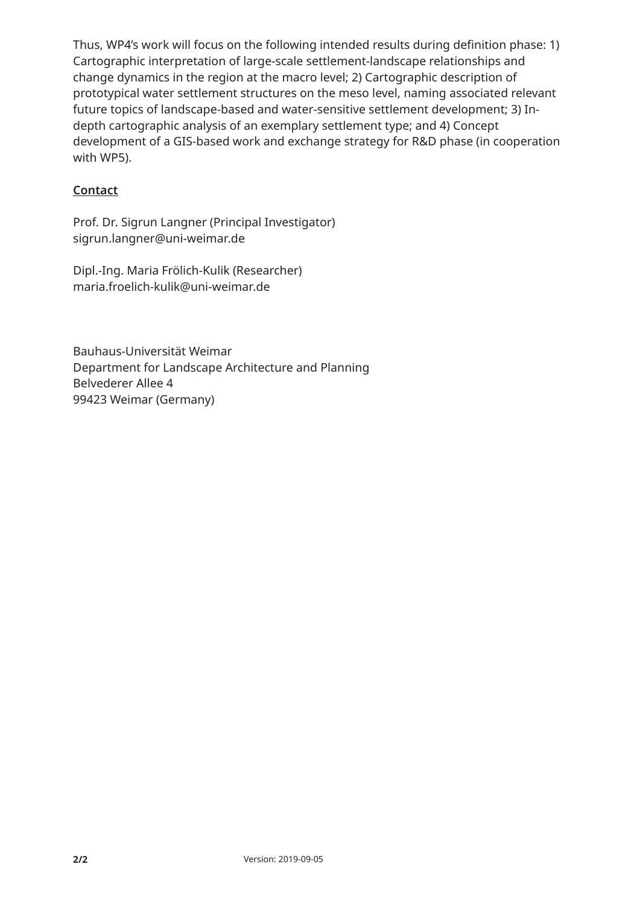Thus, WP4's work will focus on the following intended results during definition phase: 1) Cartographic interpretation of large-scale settlement-landscape relationships and change dynamics in the region at the macro level; 2) Cartographic description of prototypical water settlement structures on the meso level, naming associated relevant future topics of landscape-based and water-sensitive settlement development; 3) In-depth cartographic analysis of an exemplary settlement type; and 4) Concept development of a GIS-based work and exchange strategy for R&D phase (in cooperation with WP5).

**Contact**

Prof. Dr. Sigrun Langner (Principal Investigator)
sigrun.langner@uni-weimar.de

Dipl.-Ing. Maria Frölich-Kulik (Researcher)
maria.froelich-kulik@uni-weimar.de

Bauhaus-Universität Weimar
Department for Landscape Architecture and Planning
Belvederer Allee 4
99423 Weimar (Germany)

Version: 2019-09-05